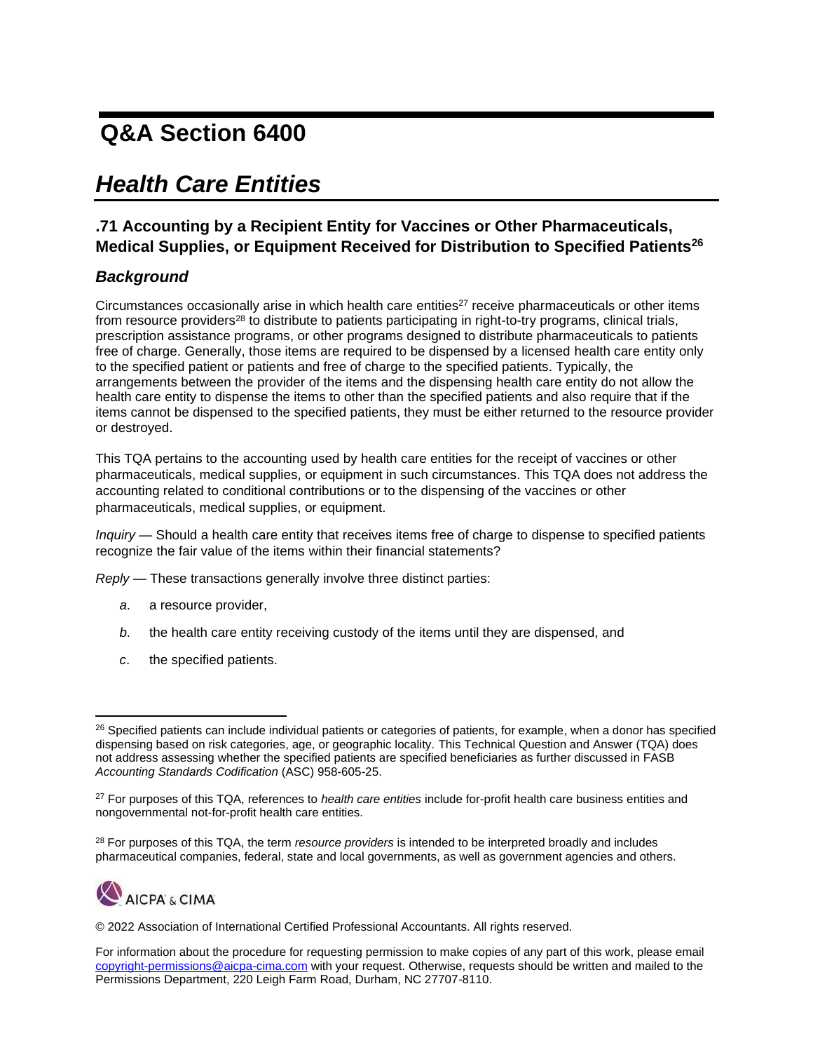# Q&A Section 6400

## *Health Care Entities*

### .71 Accounting by a Recipient Entity for Vaccines or Other Pharmaceuticals, Medical Supplies, or Equipment Received for Distribution to Specified Patients[26]

### *Background*

Circumstances occasionally arise in which health care entities[27] receive pharmaceuticals or other items from resource providers[28] to distribute to patients participating in right-to-try programs, clinical trials, prescription assistance programs, or other programs designed to distribute pharmaceuticals to patients free of charge. Generally, those items are required to be dispensed by a licensed health care entity only to the specified patient or patients and free of charge to the specified patients. Typically, the arrangements between the provider of the items and the dispensing health care entity do not allow the health care entity to dispense the items to other than the specified patients and also require that if the items cannot be dispensed to the specified patients, they must be either returned to the resource provider or destroyed.

This TQA pertains to the accounting used by health care entities for the receipt of vaccines or other pharmaceuticals, medical supplies, or equipment in such circumstances. This TQA does not address the accounting related to conditional contributions or to the dispensing of the vaccines or other pharmaceuticals, medical supplies, or equipment.

*Inquiry* — Should a health care entity that receives items free of charge to dispense to specified patients recognize the fair value of the items within their financial statements?

*Reply* — These transactions generally involve three distinct parties:

*a*. a resource provider,

*b*. the health care entity receiving custody of the items until they are dispensed, and

*c*. the specified patients.

---

[26] Specified patients can include individual patients or categories of patients, for example, when a donor has specified dispensing based on risk categories, age, or geographic locality. This Technical Question and Answer (TQA) does not address assessing whether the specified patients are specified beneficiaries as further discussed in FASB *Accounting Standards Codification* (ASC) 958-605-25.

[27] For purposes of this TQA, references to *health care entities* include for-profit health care business entities and nongovernmental not-for-profit health care entities.

[28] For purposes of this TQA, the term *resource providers* is intended to be interpreted broadly and includes pharmaceutical companies, federal, state and local governments, as well as government agencies and others.

AICPA & CIMA

© 2022 Association of International Certified Professional Accountants. All rights reserved.

For information about the procedure for requesting permission to make copies of any part of this work, please email copyright-permissions@aicpa-cima.com with your request. Otherwise, requests should be written and mailed to the Permissions Department, 220 Leigh Farm Road, Durham, NC 27707-8110.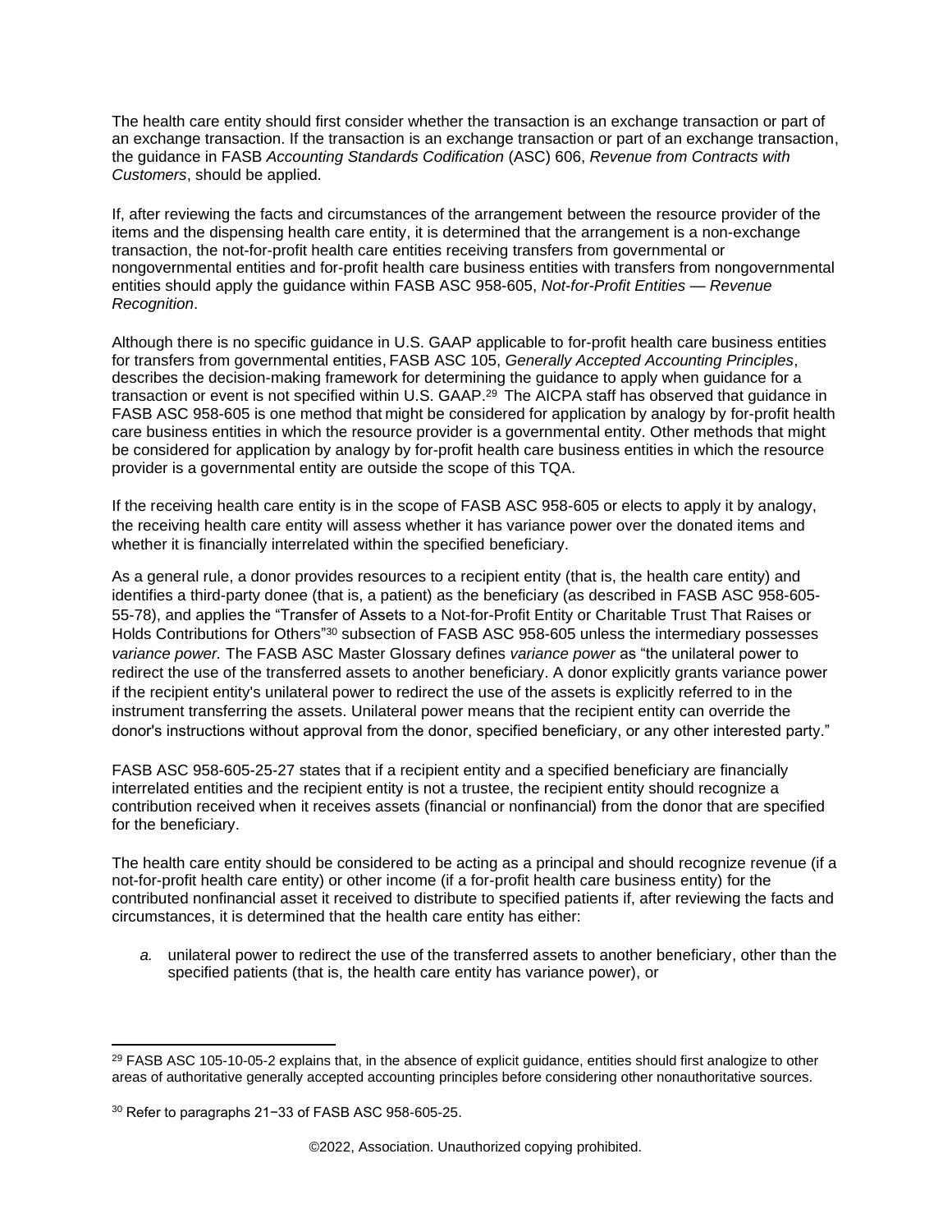The health care entity should first consider whether the transaction is an exchange transaction or part of an exchange transaction. If the transaction is an exchange transaction or part of an exchange transaction, the guidance in FASB *Accounting Standards Codification* (ASC) 606, *Revenue from Contracts with Customers*, should be applied.

If, after reviewing the facts and circumstances of the arrangement between the resource provider of the items and the dispensing health care entity, it is determined that the arrangement is a non-exchange transaction, the not-for-profit health care entities receiving transfers from governmental or nongovernmental entities and for-profit health care business entities with transfers from nongovernmental entities should apply the guidance within FASB ASC 958-605, *Not-for-Profit Entities — Revenue Recognition*.

Although there is no specific guidance in U.S. GAAP applicable to for-profit health care business entities for transfers from governmental entities, FASB ASC 105, *Generally Accepted Accounting Principles*, describes the decision-making framework for determining the guidance to apply when guidance for a transaction or event is not specified within U.S. GAAP.[29] The AICPA staff has observed that guidance in FASB ASC 958-605 is one method that might be considered for application by analogy by for-profit health care business entities in which the resource provider is a governmental entity. Other methods that might be considered for application by analogy by for-profit health care business entities in which the resource provider is a governmental entity are outside the scope of this TQA.

If the receiving health care entity is in the scope of FASB ASC 958-605 or elects to apply it by analogy, the receiving health care entity will assess whether it has variance power over the donated items and whether it is financially interrelated within the specified beneficiary.

As a general rule, a donor provides resources to a recipient entity (that is, the health care entity) and identifies a third-party donee (that is, a patient) as the beneficiary (as described in FASB ASC 958-605-55-78), and applies the "Transfer of Assets to a Not-for-Profit Entity or Charitable Trust That Raises or Holds Contributions for Others"[30] subsection of FASB ASC 958-605 unless the intermediary possesses *variance power.* The FASB ASC Master Glossary defines *variance power* as "the unilateral power to redirect the use of the transferred assets to another beneficiary. A donor explicitly grants variance power if the recipient entity's unilateral power to redirect the use of the assets is explicitly referred to in the instrument transferring the assets. Unilateral power means that the recipient entity can override the donor's instructions without approval from the donor, specified beneficiary, or any other interested party."

FASB ASC 958-605-25-27 states that if a recipient entity and a specified beneficiary are financially interrelated entities and the recipient entity is not a trustee, the recipient entity should recognize a contribution received when it receives assets (financial or nonfinancial) from the donor that are specified for the beneficiary.

The health care entity should be considered to be acting as a principal and should recognize revenue (if a not-for-profit health care entity) or other income (if a for-profit health care business entity) for the contributed nonfinancial asset it received to distribute to specified patients if, after reviewing the facts and circumstances, it is determined that the health care entity has either:

*a.* unilateral power to redirect the use of the transferred assets to another beneficiary, other than the specified patients (that is, the health care entity has variance power), or

---

[29] FASB ASC 105-10-05-2 explains that, in the absence of explicit guidance, entities should first analogize to other areas of authoritative generally accepted accounting principles before considering other nonauthoritative sources.

[30] Refer to paragraphs 21−33 of FASB ASC 958-605-25.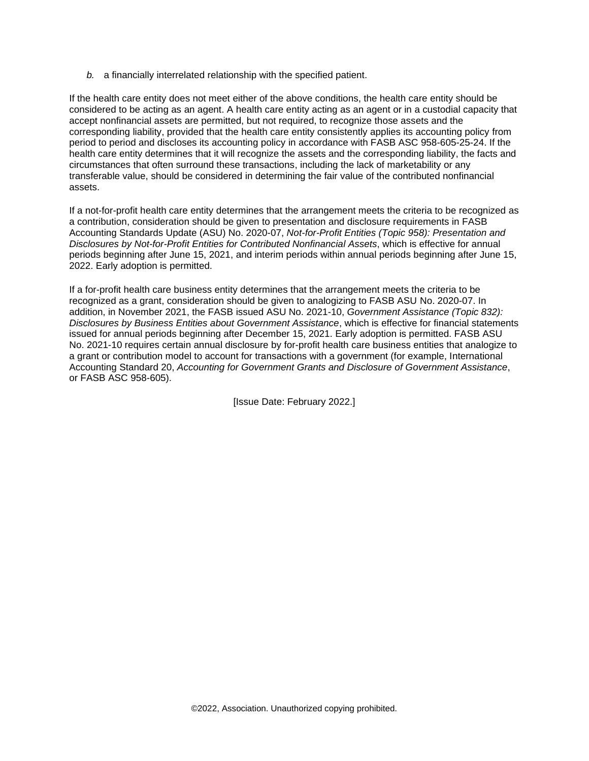*b.* a financially interrelated relationship with the specified patient.

If the health care entity does not meet either of the above conditions, the health care entity should be considered to be acting as an agent. A health care entity acting as an agent or in a custodial capacity that accept nonfinancial assets are permitted, but not required, to recognize those assets and the corresponding liability, provided that the health care entity consistently applies its accounting policy from period to period and discloses its accounting policy in accordance with FASB ASC 958-605-25-24. If the health care entity determines that it will recognize the assets and the corresponding liability, the facts and circumstances that often surround these transactions, including the lack of marketability or any transferable value, should be considered in determining the fair value of the contributed nonfinancial assets.

If a not-for-profit health care entity determines that the arrangement meets the criteria to be recognized as a contribution, consideration should be given to presentation and disclosure requirements in FASB Accounting Standards Update (ASU) No. 2020-07, *Not-for-Profit Entities (Topic 958): Presentation and Disclosures by Not-for-Profit Entities for Contributed Nonfinancial Assets*, which is effective for annual periods beginning after June 15, 2021, and interim periods within annual periods beginning after June 15, 2022. Early adoption is permitted.

If a for-profit health care business entity determines that the arrangement meets the criteria to be recognized as a grant, consideration should be given to analogizing to FASB ASU No. 2020-07. In addition, in November 2021, the FASB issued ASU No. 2021-10, *Government Assistance (Topic 832): Disclosures by Business Entities about Government Assistance*, which is effective for financial statements issued for annual periods beginning after December 15, 2021. Early adoption is permitted. FASB ASU No. 2021-10 requires certain annual disclosure by for-profit health care business entities that analogize to a grant or contribution model to account for transactions with a government (for example, International Accounting Standard 20, *Accounting for Government Grants and Disclosure of Government Assistance*, or FASB ASC 958-605).

[Issue Date: February 2022.]